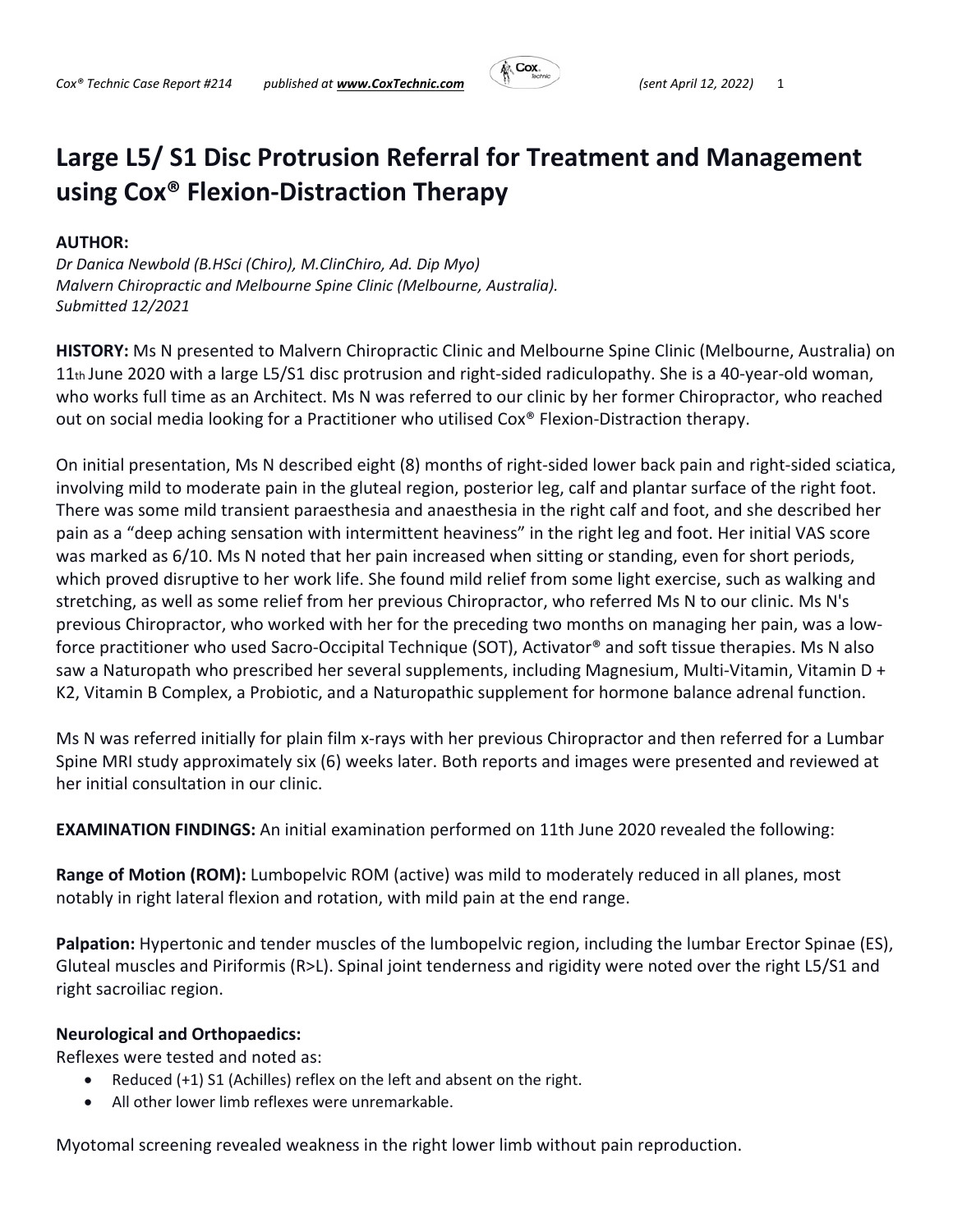# Large L5/ S1 Disc Protrusion Referral for Treatment and Management using Cox® Flexion-Distraction Therapy

**AUTHOR:**
*Dr Danica Newbold (B.HSci (Chiro), M.ClinChiro, Ad. Dip Myo)*
*Malvern Chiropractic and Melbourne Spine Clinic (Melbourne, Australia).*
*Submitted 12/2021*

**HISTORY:** Ms N presented to Malvern Chiropractic Clinic and Melbourne Spine Clinic (Melbourne, Australia) on 11th June 2020 with a large L5/S1 disc protrusion and right-sided radiculopathy. She is a 40-year-old woman, who works full time as an Architect. Ms N was referred to our clinic by her former Chiropractor, who reached out on social media looking for a Practitioner who utilised Cox® Flexion-Distraction therapy.

On initial presentation, Ms N described eight (8) months of right-sided lower back pain and right-sided sciatica, involving mild to moderate pain in the gluteal region, posterior leg, calf and plantar surface of the right foot. There was some mild transient paraesthesia and anaesthesia in the right calf and foot, and she described her pain as a "deep aching sensation with intermittent heaviness" in the right leg and foot. Her initial VAS score was marked as 6/10. Ms N noted that her pain increased when sitting or standing, even for short periods, which proved disruptive to her work life. She found mild relief from some light exercise, such as walking and stretching, as well as some relief from her previous Chiropractor, who referred Ms N to our clinic. Ms N's previous Chiropractor, who worked with her for the preceding two months on managing her pain, was a low-force practitioner who used Sacro-Occipital Technique (SOT), Activator® and soft tissue therapies. Ms N also saw a Naturopath who prescribed her several supplements, including Magnesium, Multi-Vitamin, Vitamin D + K2, Vitamin B Complex, a Probiotic, and a Naturopathic supplement for hormone balance adrenal function.

Ms N was referred initially for plain film x-rays with her previous Chiropractor and then referred for a Lumbar Spine MRI study approximately six (6) weeks later. Both reports and images were presented and reviewed at her initial consultation in our clinic.

**EXAMINATION FINDINGS:** An initial examination performed on 11th June 2020 revealed the following:

**Range of Motion (ROM):** Lumbopelvic ROM (active) was mild to moderately reduced in all planes, most notably in right lateral flexion and rotation, with mild pain at the end range.

**Palpation:** Hypertonic and tender muscles of the lumbopelvic region, including the lumbar Erector Spinae (ES), Gluteal muscles and Piriformis (R>L). Spinal joint tenderness and rigidity were noted over the right L5/S1 and right sacroiliac region.

**Neurological and Orthopaedics:**
Reflexes were tested and noted as:

- Reduced (+1) S1 (Achilles) reflex on the left and absent on the right.
- All other lower limb reflexes were unremarkable.

Myotomal screening revealed weakness in the right lower limb without pain reproduction.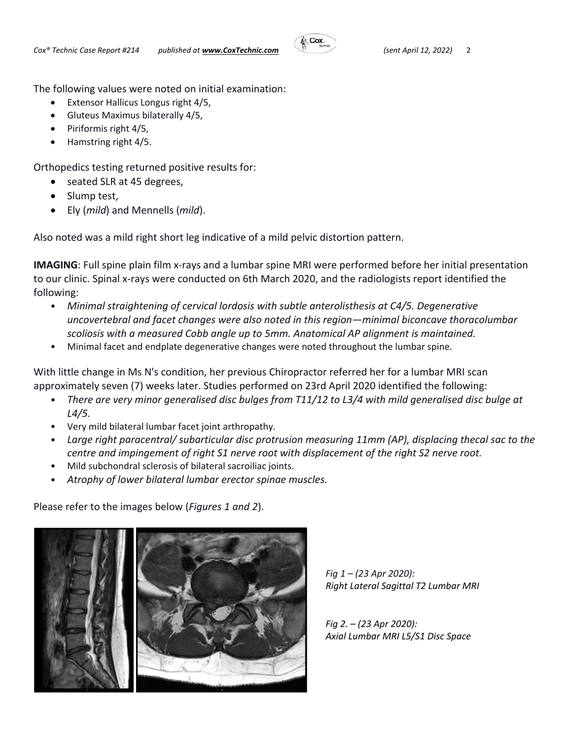The following values were noted on initial examination:

- Extensor Hallicus Longus right 4/5,
- Gluteus Maximus bilaterally 4/5,
- Piriformis right 4/5,
- Hamstring right 4/5.

Orthopedics testing returned positive results for:

- seated SLR at 45 degrees,
- Slump test,
- Ely (*mild*) and Mennells (*mild*).

Also noted was a mild right short leg indicative of a mild pelvic distortion pattern.

**IMAGING**: Full spine plain film x-rays and a lumbar spine MRI were performed before her initial presentation to our clinic. Spinal x-rays were conducted on 6th March 2020, and the radiologists report identified the following:

- *Minimal straightening of cervical lordosis with subtle anterolisthesis at C4/5. Degenerative uncovertebral and facet changes were also noted in this region—minimal biconcave thoracolumbar scoliosis with a measured Cobb angle up to 5mm. Anatomical AP alignment is maintained.*
- Minimal facet and endplate degenerative changes were noted throughout the lumbar spine.

With little change in Ms N's condition, her previous Chiropractor referred her for a lumbar MRI scan approximately seven (7) weeks later. Studies performed on 23rd April 2020 identified the following:

- *There are very minor generalised disc bulges from T11/12 to L3/4 with mild generalised disc bulge at L4/5.*
- Very mild bilateral lumbar facet joint arthropathy.
- *Large right paracentral/ subarticular disc protrusion measuring 11mm (AP), displacing thecal sac to the centre and impingement of right S1 nerve root with displacement of the right S2 nerve root.*
- Mild subchondral sclerosis of bilateral sacroiliac joints.
- *Atrophy of lower bilateral lumbar erector spinae muscles.*

Please refer to the images below (*Figures 1 and 2*).

*Fig 1 – (23 Apr 2020): Right Lateral Sagittal T2 Lumbar MRI*

*Fig 2. – (23 Apr 2020): Axial Lumbar MRI L5/S1 Disc Space*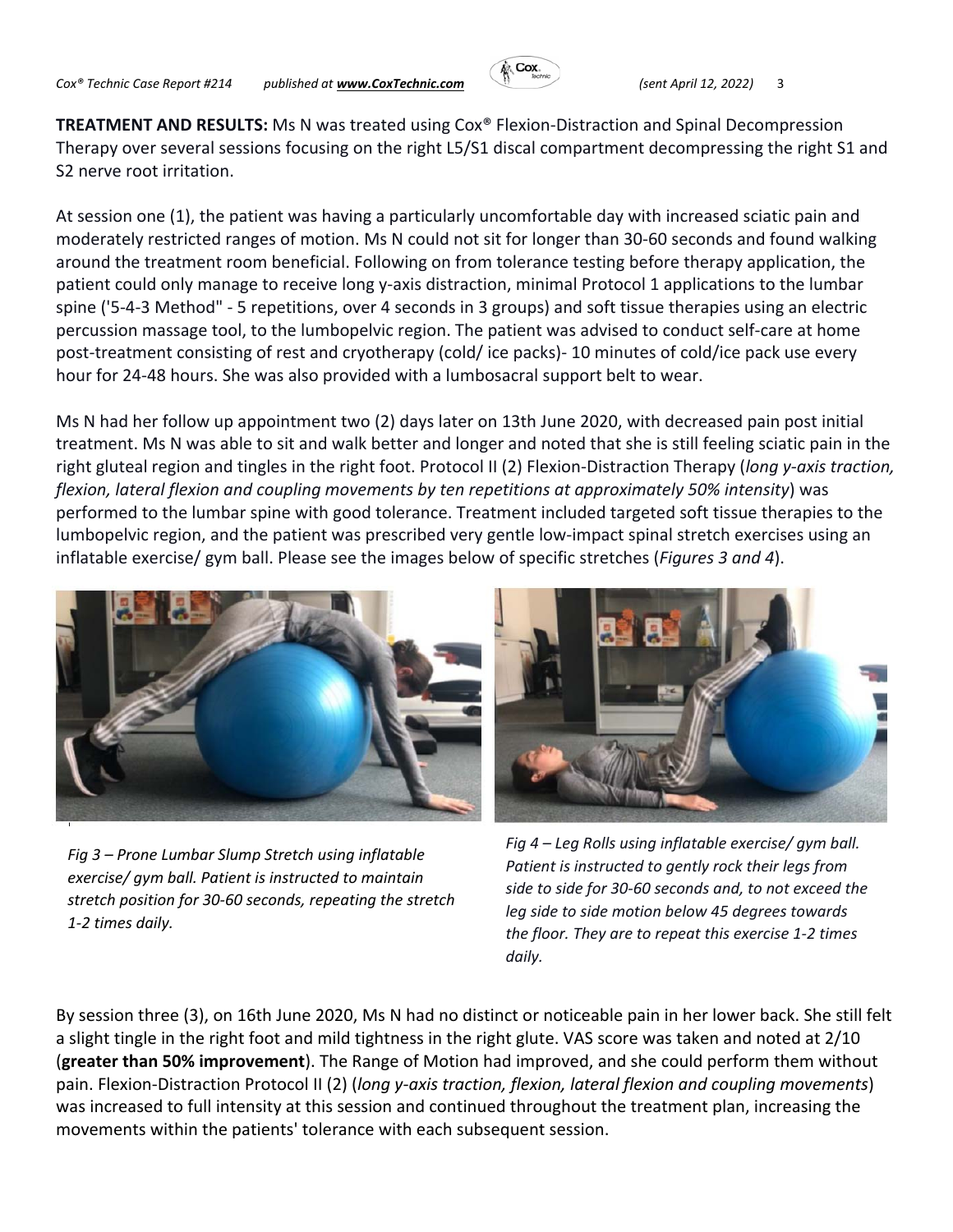**TREATMENT AND RESULTS:** Ms N was treated using Cox® Flexion-Distraction and Spinal Decompression Therapy over several sessions focusing on the right L5/S1 discal compartment decompressing the right S1 and S2 nerve root irritation.

At session one (1), the patient was having a particularly uncomfortable day with increased sciatic pain and moderately restricted ranges of motion. Ms N could not sit for longer than 30-60 seconds and found walking around the treatment room beneficial. Following on from tolerance testing before therapy application, the patient could only manage to receive long y-axis distraction, minimal Protocol 1 applications to the lumbar spine ('5-4-3 Method" - 5 repetitions, over 4 seconds in 3 groups) and soft tissue therapies using an electric percussion massage tool, to the lumbopelvic region. The patient was advised to conduct self-care at home post-treatment consisting of rest and cryotherapy (cold/ ice packs)- 10 minutes of cold/ice pack use every hour for 24-48 hours. She was also provided with a lumbosacral support belt to wear.

Ms N had her follow up appointment two (2) days later on 13th June 2020, with decreased pain post initial treatment. Ms N was able to sit and walk better and longer and noted that she is still feeling sciatic pain in the right gluteal region and tingles in the right foot. Protocol II (2) Flexion-Distraction Therapy (*long y-axis traction, flexion, lateral flexion and coupling movements by ten repetitions at approximately 50% intensity*) was performed to the lumbar spine with good tolerance. Treatment included targeted soft tissue therapies to the lumbopelvic region, and the patient was prescribed very gentle low-impact spinal stretch exercises using an inflatable exercise/ gym ball. Please see the images below of specific stretches (*Figures 3 and 4*).

*Fig 3 – Prone Lumbar Slump Stretch using inflatable exercise/ gym ball. Patient is instructed to maintain stretch position for 30-60 seconds, repeating the stretch 1-2 times daily.*

*Fig 4 – Leg Rolls using inflatable exercise/ gym ball. Patient is instructed to gently rock their legs from side to side for 30-60 seconds and, to not exceed the leg side to side motion below 45 degrees towards the floor. They are to repeat this exercise 1-2 times daily.*

By session three (3), on 16th June 2020, Ms N had no distinct or noticeable pain in her lower back. She still felt a slight tingle in the right foot and mild tightness in the right glute. VAS score was taken and noted at 2/10 (**greater than 50% improvement**). The Range of Motion had improved, and she could perform them without pain. Flexion-Distraction Protocol II (2) (*long y-axis traction, flexion, lateral flexion and coupling movements*) was increased to full intensity at this session and continued throughout the treatment plan, increasing the movements within the patients' tolerance with each subsequent session.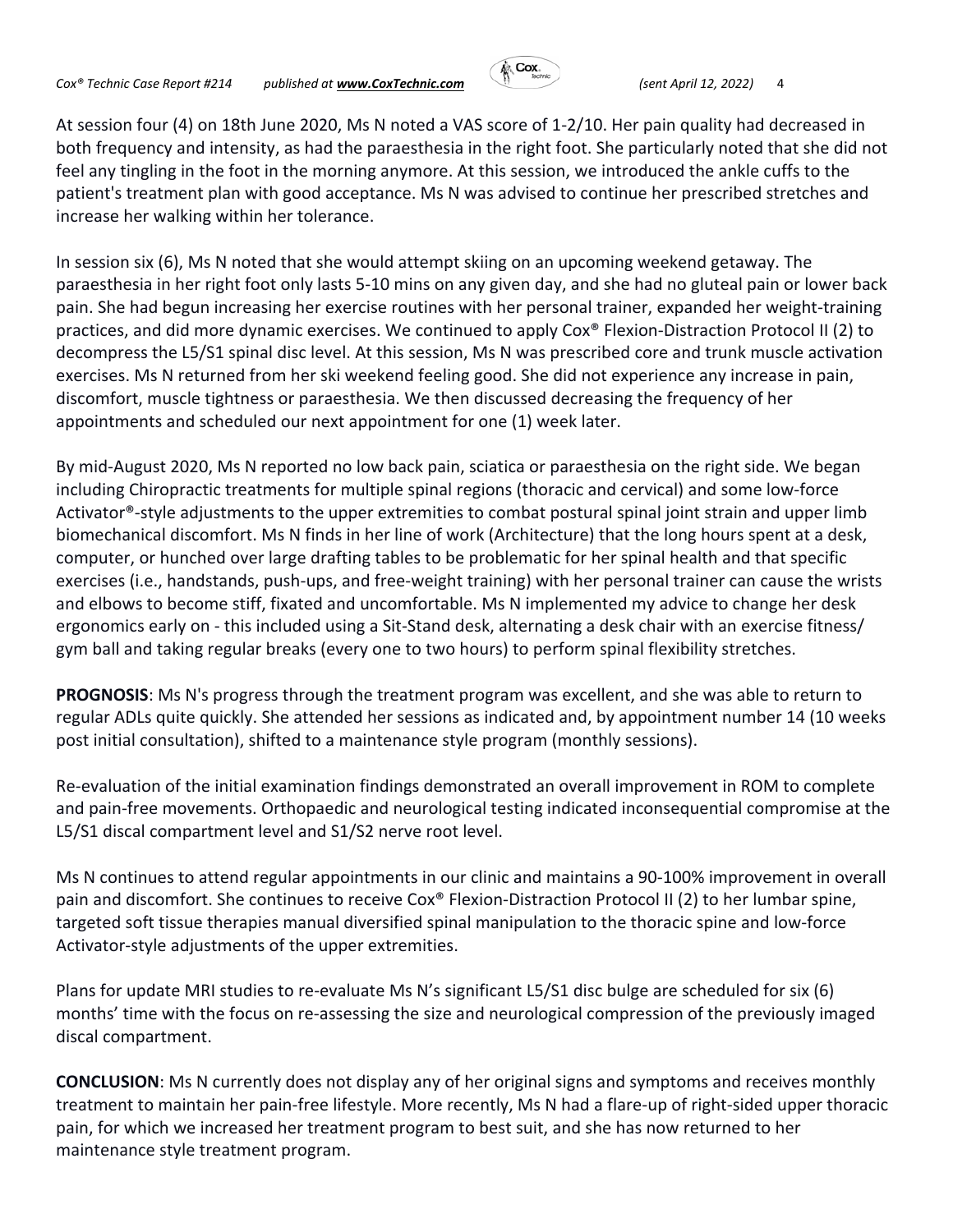At session four (4) on 18th June 2020, Ms N noted a VAS score of 1-2/10. Her pain quality had decreased in both frequency and intensity, as had the paraesthesia in the right foot. She particularly noted that she did not feel any tingling in the foot in the morning anymore. At this session, we introduced the ankle cuffs to the patient's treatment plan with good acceptance. Ms N was advised to continue her prescribed stretches and increase her walking within her tolerance.

In session six (6), Ms N noted that she would attempt skiing on an upcoming weekend getaway. The paraesthesia in her right foot only lasts 5-10 mins on any given day, and she had no gluteal pain or lower back pain. She had begun increasing her exercise routines with her personal trainer, expanded her weight-training practices, and did more dynamic exercises. We continued to apply Cox® Flexion-Distraction Protocol II (2) to decompress the L5/S1 spinal disc level. At this session, Ms N was prescribed core and trunk muscle activation exercises. Ms N returned from her ski weekend feeling good. She did not experience any increase in pain, discomfort, muscle tightness or paraesthesia. We then discussed decreasing the frequency of her appointments and scheduled our next appointment for one (1) week later.

By mid-August 2020, Ms N reported no low back pain, sciatica or paraesthesia on the right side. We began including Chiropractic treatments for multiple spinal regions (thoracic and cervical) and some low-force Activator®-style adjustments to the upper extremities to combat postural spinal joint strain and upper limb biomechanical discomfort. Ms N finds in her line of work (Architecture) that the long hours spent at a desk, computer, or hunched over large drafting tables to be problematic for her spinal health and that specific exercises (i.e., handstands, push-ups, and free-weight training) with her personal trainer can cause the wrists and elbows to become stiff, fixated and uncomfortable. Ms N implemented my advice to change her desk ergonomics early on - this included using a Sit-Stand desk, alternating a desk chair with an exercise fitness/ gym ball and taking regular breaks (every one to two hours) to perform spinal flexibility stretches.

**PROGNOSIS**: Ms N's progress through the treatment program was excellent, and she was able to return to regular ADLs quite quickly. She attended her sessions as indicated and, by appointment number 14 (10 weeks post initial consultation), shifted to a maintenance style program (monthly sessions).

Re-evaluation of the initial examination findings demonstrated an overall improvement in ROM to complete and pain-free movements. Orthopaedic and neurological testing indicated inconsequential compromise at the L5/S1 discal compartment level and S1/S2 nerve root level.

Ms N continues to attend regular appointments in our clinic and maintains a 90-100% improvement in overall pain and discomfort. She continues to receive Cox® Flexion-Distraction Protocol II (2) to her lumbar spine, targeted soft tissue therapies manual diversified spinal manipulation to the thoracic spine and low-force Activator-style adjustments of the upper extremities.

Plans for update MRI studies to re-evaluate Ms N's significant L5/S1 disc bulge are scheduled for six (6) months' time with the focus on re-assessing the size and neurological compression of the previously imaged discal compartment.

**CONCLUSION**: Ms N currently does not display any of her original signs and symptoms and receives monthly treatment to maintain her pain-free lifestyle. More recently, Ms N had a flare-up of right-sided upper thoracic pain, for which we increased her treatment program to best suit, and she has now returned to her maintenance style treatment program.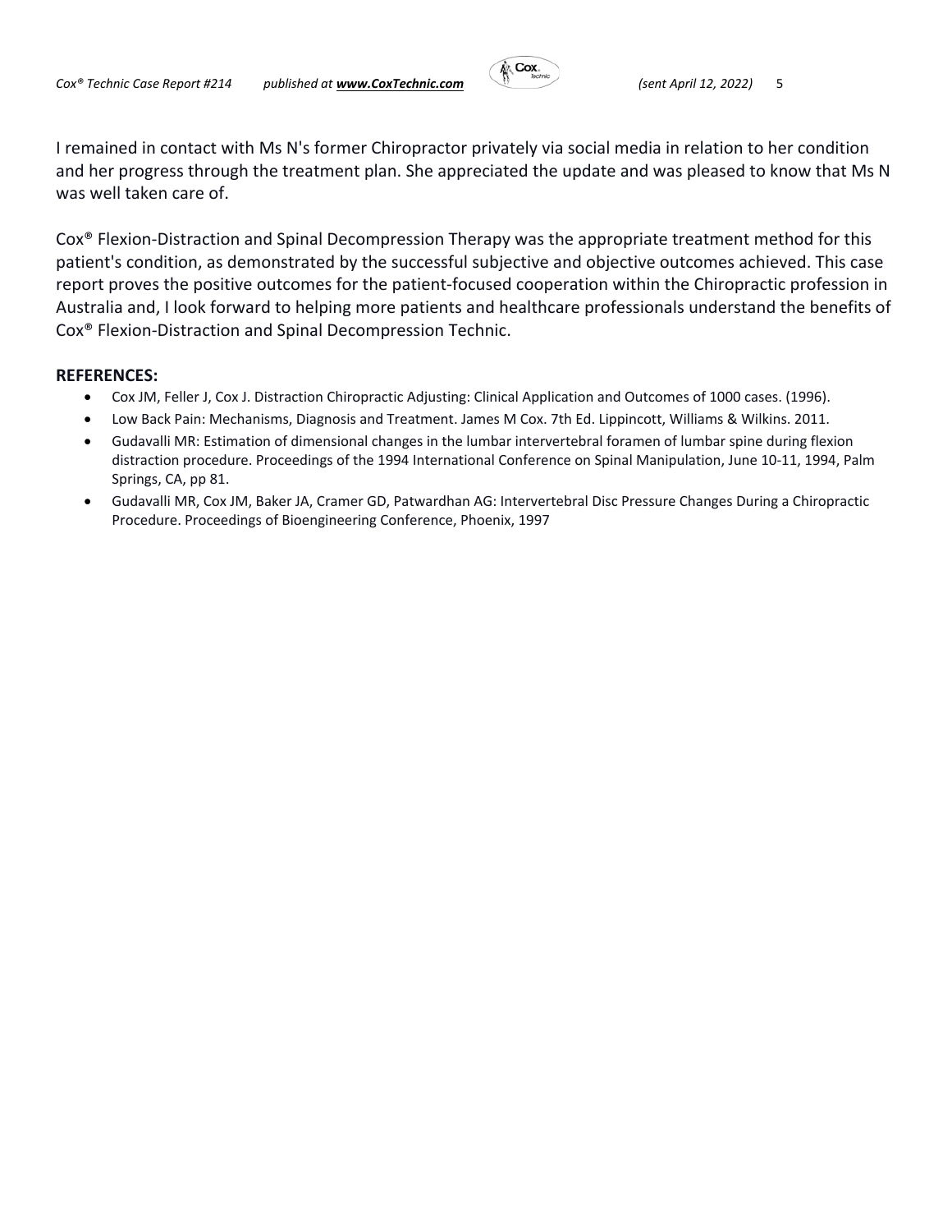I remained in contact with Ms N's former Chiropractor privately via social media in relation to her condition and her progress through the treatment plan. She appreciated the update and was pleased to know that Ms N was well taken care of.

Cox® Flexion-Distraction and Spinal Decompression Therapy was the appropriate treatment method for this patient's condition, as demonstrated by the successful subjective and objective outcomes achieved. This case report proves the positive outcomes for the patient-focused cooperation within the Chiropractic profession in Australia and, I look forward to helping more patients and healthcare professionals understand the benefits of Cox® Flexion-Distraction and Spinal Decompression Technic.

**REFERENCES:**

- Cox JM, Feller J, Cox J. Distraction Chiropractic Adjusting: Clinical Application and Outcomes of 1000 cases. (1996).
- Low Back Pain: Mechanisms, Diagnosis and Treatment. James M Cox. 7th Ed. Lippincott, Williams & Wilkins. 2011.
- Gudavalli MR: Estimation of dimensional changes in the lumbar intervertebral foramen of lumbar spine during flexion distraction procedure. Proceedings of the 1994 International Conference on Spinal Manipulation, June 10-11, 1994, Palm Springs, CA, pp 81.
- Gudavalli MR, Cox JM, Baker JA, Cramer GD, Patwardhan AG: Intervertebral Disc Pressure Changes During a Chiropractic Procedure. Proceedings of Bioengineering Conference, Phoenix, 1997